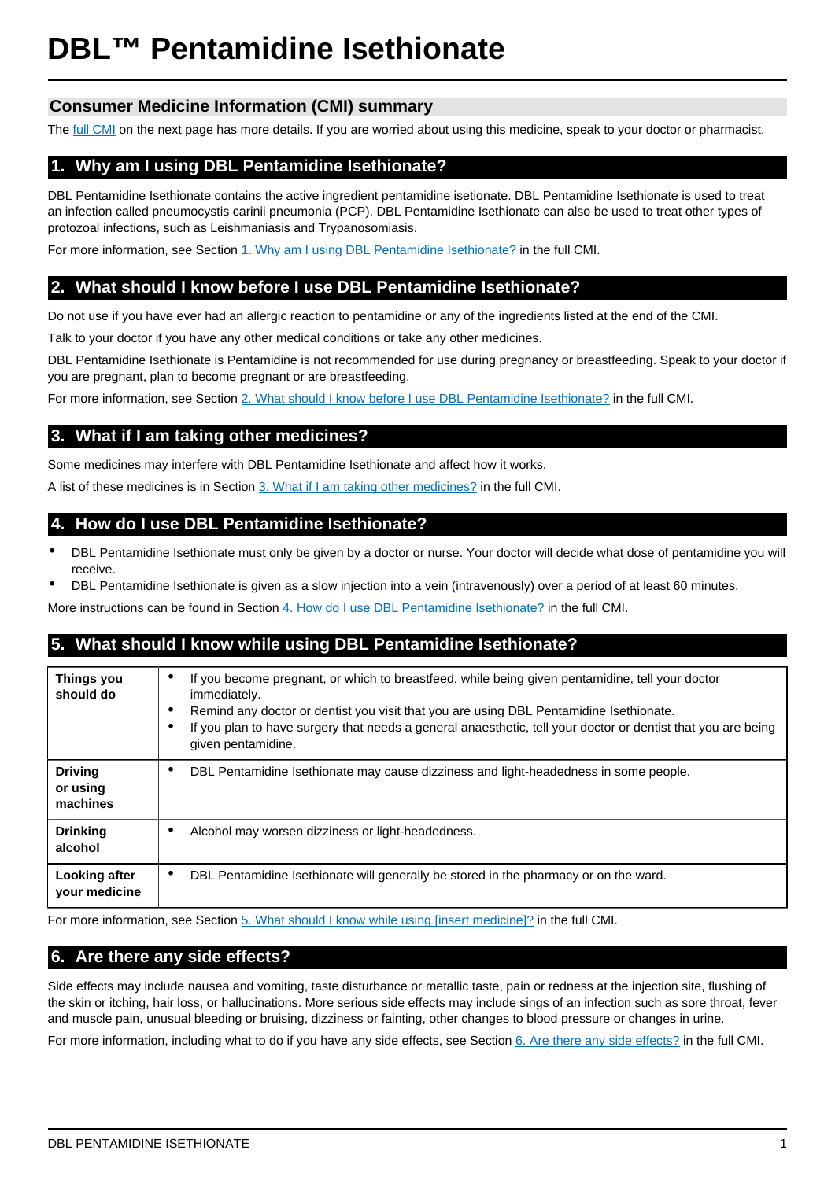# DBL™ Pentamidine Isethionate

## Consumer Medicine Information (CMI) summary

The full CMI on the next page has more details. If you are worried about using this medicine, speak to your doctor or pharmacist.

## 1. Why am I using DBL Pentamidine Isethionate?

DBL Pentamidine Isethionate contains the active ingredient pentamidine isetionate. DBL Pentamidine Isethionate is used to treat an infection called pneumocystis carinii pneumonia (PCP). DBL Pentamidine Isethionate can also be used to treat other types of protozoal infections, such as Leishmaniasis and Trypanosomiasis.

For more information, see Section 1. Why am I using DBL Pentamidine Isethionate? in the full CMI.

## 2. What should I know before I use DBL Pentamidine Isethionate?

Do not use if you have ever had an allergic reaction to pentamidine or any of the ingredients listed at the end of the CMI.

Talk to your doctor if you have any other medical conditions or take any other medicines.

DBL Pentamidine Isethionate is Pentamidine is not recommended for use during pregnancy or breastfeeding. Speak to your doctor if you are pregnant, plan to become pregnant or are breastfeeding.

For more information, see Section 2. What should I know before I use DBL Pentamidine Isethionate? in the full CMI.

## 3. What if I am taking other medicines?

Some medicines may interfere with DBL Pentamidine Isethionate and affect how it works.

A list of these medicines is in Section 3. What if I am taking other medicines? in the full CMI.

## 4. How do I use DBL Pentamidine Isethionate?

- DBL Pentamidine Isethionate must only be given by a doctor or nurse. Your doctor will decide what dose of pentamidine you will receive.
- DBL Pentamidine Isethionate is given as a slow injection into a vein (intravenously) over a period of at least 60 minutes.

More instructions can be found in Section 4. How do I use DBL Pentamidine Isethionate? in the full CMI.

## 5. What should I know while using DBL Pentamidine Isethionate?

| | |
|---|---|
| **Things you should do** | • If you become pregnant, or which to breastfeed, while being given pentamidine, tell your doctor immediately.<br>• Remind any doctor or dentist you visit that you are using DBL Pentamidine Isethionate.<br>• If you plan to have surgery that needs a general anaesthetic, tell your doctor or dentist that you are being given pentamidine. |
| **Driving or using machines** | • DBL Pentamidine Isethionate may cause dizziness and light-headedness in some people. |
| **Drinking alcohol** | • Alcohol may worsen dizziness or light-headedness. |
| **Looking after your medicine** | • DBL Pentamidine Isethionate will generally be stored in the pharmacy or on the ward. |

For more information, see Section 5. What should I know while using [insert medicine]? in the full CMI.

## 6. Are there any side effects?

Side effects may include nausea and vomiting, taste disturbance or metallic taste, pain or redness at the injection site, flushing of the skin or itching, hair loss, or hallucinations. More serious side effects may include sings of an infection such as sore throat, fever and muscle pain, unusual bleeding or bruising, dizziness or fainting, other changes to blood pressure or changes in urine.

For more information, including what to do if you have any side effects, see Section 6. Are there any side effects? in the full CMI.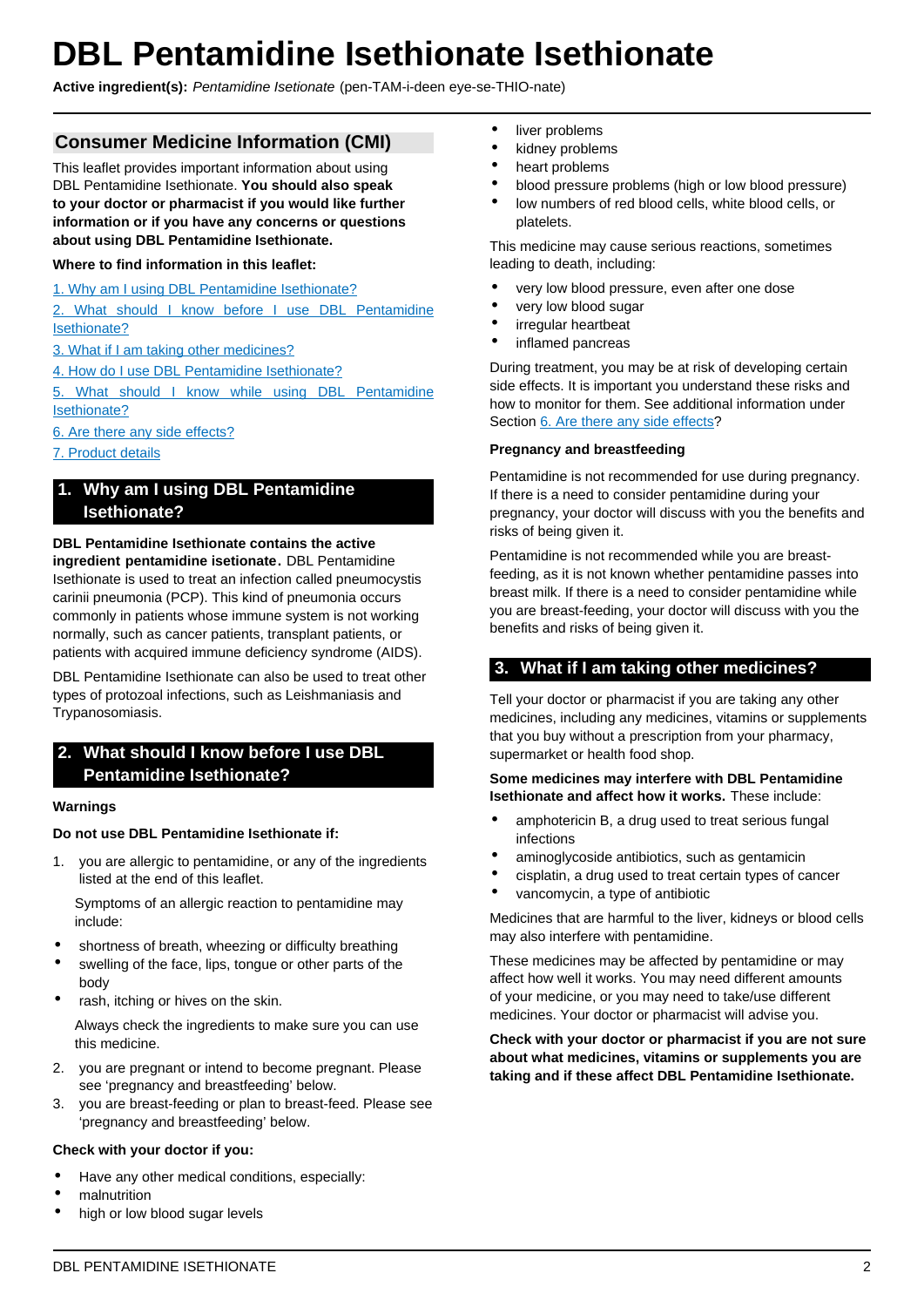# DBL Pentamidine Isethionate Isethionate

**Active ingredient(s):** *Pentamidine Isetionate* (pen-TAM-i-deen eye-se-THIO-nate)

## Consumer Medicine Information (CMI)

This leaflet provides important information about using DBL Pentamidine Isethionate. **You should also speak to your doctor or pharmacist if you would like further information or if you have any concerns or questions about using DBL Pentamidine Isethionate.**

**Where to find information in this leaflet:**

1. Why am I using DBL Pentamidine Isethionate?
2. What should I know before I use DBL Pentamidine Isethionate?
3. What if I am taking other medicines?
4. How do I use DBL Pentamidine Isethionate?
5. What should I know while using DBL Pentamidine Isethionate?
6. Are there any side effects?
7. Product details

## 1. Why am I using DBL Pentamidine Isethionate?

**DBL Pentamidine Isethionate contains the active ingredient pentamidine isetionate.** DBL Pentamidine Isethionate is used to treat an infection called pneumocystis carinii pneumonia (PCP). This kind of pneumonia occurs commonly in patients whose immune system is not working normally, such as cancer patients, transplant patients, or patients with acquired immune deficiency syndrome (AIDS).

DBL Pentamidine Isethionate can also be used to treat other types of protozoal infections, such as Leishmaniasis and Trypanosomiasis.

## 2. What should I know before I use DBL Pentamidine Isethionate?

### Warnings

**Do not use DBL Pentamidine Isethionate if:**

1. you are allergic to pentamidine, or any of the ingredients listed at the end of this leaflet.

   Symptoms of an allergic reaction to pentamidine may include:

   - shortness of breath, wheezing or difficulty breathing
   - swelling of the face, lips, tongue or other parts of the body
   - rash, itching or hives on the skin.

   Always check the ingredients to make sure you can use this medicine.

2. you are pregnant or intend to become pregnant. Please see 'pregnancy and breastfeeding' below.
3. you are breast-feeding or plan to breast-feed. Please see 'pregnancy and breastfeeding' below.

**Check with your doctor if you:**

- Have any other medical conditions, especially:
- malnutrition
- high or low blood sugar levels
- liver problems
- kidney problems
- heart problems
- blood pressure problems (high or low blood pressure)
- low numbers of red blood cells, white blood cells, or platelets.

This medicine may cause serious reactions, sometimes leading to death, including:

- very low blood pressure, even after one dose
- very low blood sugar
- irregular heartbeat
- inflamed pancreas

During treatment, you may be at risk of developing certain side effects. It is important you understand these risks and how to monitor for them. See additional information under Section 6. Are there any side effects?

### Pregnancy and breastfeeding

Pentamidine is not recommended for use during pregnancy. If there is a need to consider pentamidine during your pregnancy, your doctor will discuss with you the benefits and risks of being given it.

Pentamidine is not recommended while you are breast-feeding, as it is not known whether pentamidine passes into breast milk. If there is a need to consider pentamidine while you are breast-feeding, your doctor will discuss with you the benefits and risks of being given it.

## 3. What if I am taking other medicines?

Tell your doctor or pharmacist if you are taking any other medicines, including any medicines, vitamins or supplements that you buy without a prescription from your pharmacy, supermarket or health food shop.

**Some medicines may interfere with DBL Pentamidine Isethionate and affect how it works.** These include:

- amphotericin B, a drug used to treat serious fungal infections
- aminoglycoside antibiotics, such as gentamicin
- cisplatin, a drug used to treat certain types of cancer
- vancomycin, a type of antibiotic

Medicines that are harmful to the liver, kidneys or blood cells may also interfere with pentamidine.

These medicines may be affected by pentamidine or may affect how well it works. You may need different amounts of your medicine, or you may need to take/use different medicines. Your doctor or pharmacist will advise you.

**Check with your doctor or pharmacist if you are not sure about what medicines, vitamins or supplements you are taking and if these affect DBL Pentamidine Isethionate.**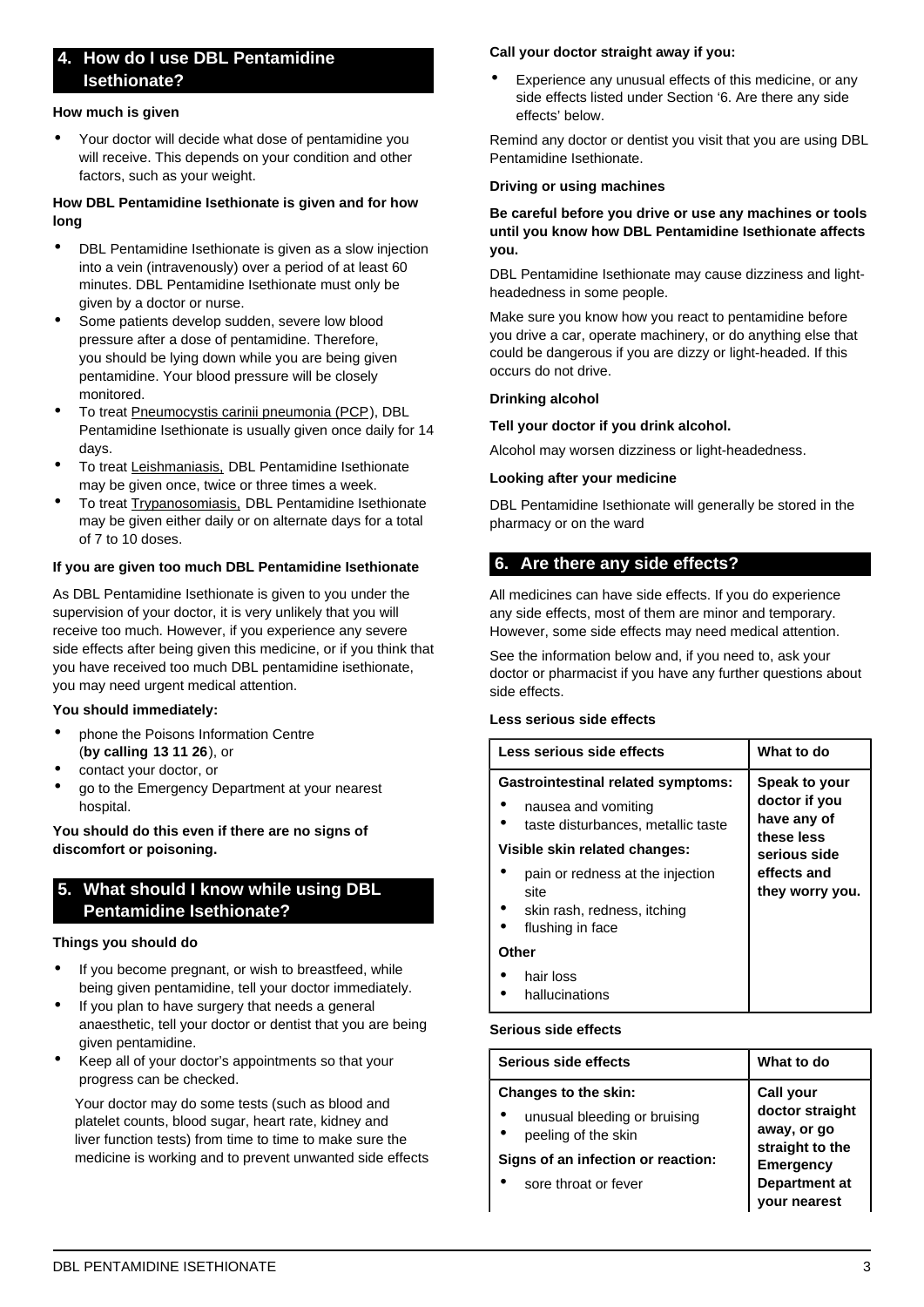## 4. How do I use DBL Pentamidine Isethionate?

**How much is given**

- Your doctor will decide what dose of pentamidine you will receive. This depends on your condition and other factors, such as your weight.

**How DBL Pentamidine Isethionate is given and for how long**

- DBL Pentamidine Isethionate is given as a slow injection into a vein (intravenously) over a period of at least 60 minutes. DBL Pentamidine Isethionate must only be given by a doctor or nurse.
- Some patients develop sudden, severe low blood pressure after a dose of pentamidine. Therefore, you should be lying down while you are being given pentamidine. Your blood pressure will be closely monitored.
- To treat Pneumocystis carinii pneumonia (PCP), DBL Pentamidine Isethionate is usually given once daily for 14 days.
- To treat Leishmaniasis, DBL Pentamidine Isethionate may be given once, twice or three times a week.
- To treat Trypanosomiasis, DBL Pentamidine Isethionate may be given either daily or on alternate days for a total of 7 to 10 doses.

**If you are given too much DBL Pentamidine Isethionate**

As DBL Pentamidine Isethionate is given to you under the supervision of your doctor, it is very unlikely that you will receive too much. However, if you experience any severe side effects after being given this medicine, or if you think that you have received too much DBL pentamidine isethionate, you may need urgent medical attention.

**You should immediately:**

- phone the Poisons Information Centre (**by calling 13 11 26**), or
- contact your doctor, or
- go to the Emergency Department at your nearest hospital.

**You should do this even if there are no signs of discomfort or poisoning.**

## 5. What should I know while using DBL Pentamidine Isethionate?

**Things you should do**

- If you become pregnant, or wish to breastfeed, while being given pentamidine, tell your doctor immediately.
- If you plan to have surgery that needs a general anaesthetic, tell your doctor or dentist that you are being given pentamidine.
- Keep all of your doctor's appointments so that your progress can be checked.

  Your doctor may do some tests (such as blood and platelet counts, blood sugar, heart rate, kidney and liver function tests) from time to time to make sure the medicine is working and to prevent unwanted side effects

**Call your doctor straight away if you:**

- Experience any unusual effects of this medicine, or any side effects listed under Section '6. Are there any side effects' below.

Remind any doctor or dentist you visit that you are using DBL Pentamidine Isethionate.

**Driving or using machines**

**Be careful before you drive or use any machines or tools until you know how DBL Pentamidine Isethionate affects you.**

DBL Pentamidine Isethionate may cause dizziness and light-headedness in some people.

Make sure you know how you react to pentamidine before you drive a car, operate machinery, or do anything else that could be dangerous if you are dizzy or light-headed. If this occurs do not drive.

**Drinking alcohol**

**Tell your doctor if you drink alcohol.**

Alcohol may worsen dizziness or light-headedness.

**Looking after your medicine**

DBL Pentamidine Isethionate will generally be stored in the pharmacy or on the ward

## 6. Are there any side effects?

All medicines can have side effects. If you do experience any side effects, most of them are minor and temporary. However, some side effects may need medical attention.

See the information below and, if you need to, ask your doctor or pharmacist if you have any further questions about side effects.

**Less serious side effects**

| Less serious side effects | What to do |
|---|---|
| **Gastrointestinal related symptoms:**<br>• nausea and vomiting<br>• taste disturbances, metallic taste<br>**Visible skin related changes:**<br>• pain or redness at the injection site<br>• skin rash, redness, itching<br>• flushing in face<br>**Other**<br>• hair loss<br>• hallucinations | **Speak to your doctor if you have any of these less serious side effects and they worry you.** |

**Serious side effects**

| Serious side effects | What to do |
|---|---|
| **Changes to the skin:**<br>• unusual bleeding or bruising<br>• peeling of the skin<br>**Signs of an infection or reaction:**<br>• sore throat or fever | **Call your doctor straight away, or go straight to the Emergency Department at your nearest** |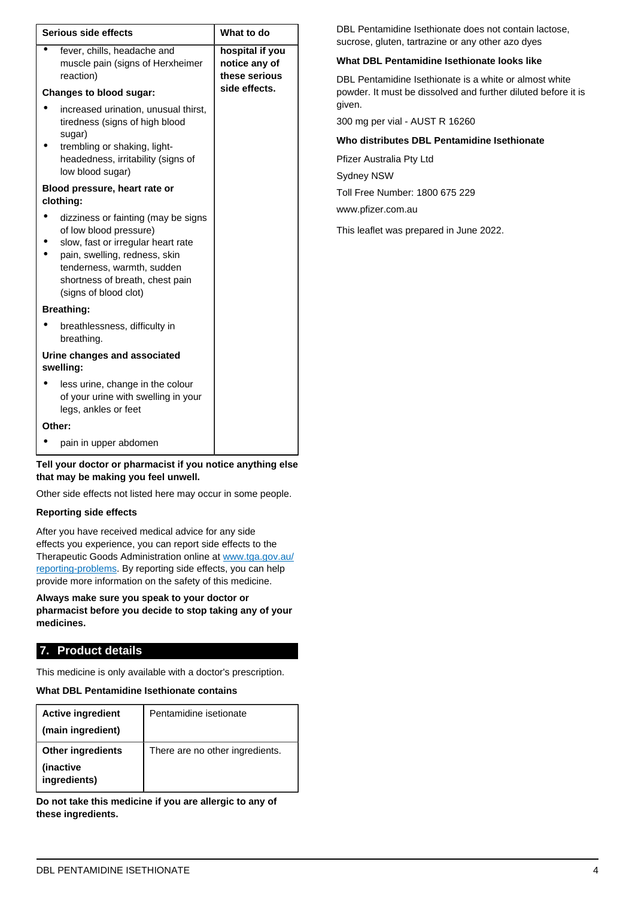| Serious side effects | What to do |
| --- | --- |
| • fever, chills, headache and muscle pain (signs of Herxheimer reaction)<br>**Changes to blood sugar:**<br>• increased urination, unusual thirst, tiredness (signs of high blood sugar)<br>• trembling or shaking, light-headedness, irritability (signs of low blood sugar)<br>**Blood pressure, heart rate or clothing:**<br>• dizziness or fainting (may be signs of low blood pressure)<br>• slow, fast or irregular heart rate<br>• pain, swelling, redness, skin tenderness, warmth, sudden shortness of breath, chest pain (signs of blood clot)<br>**Breathing:**<br>• breathlessness, difficulty in breathing.<br>**Urine changes and associated swelling:**<br>• less urine, change in the colour of your urine with swelling in your legs, ankles or feet<br>**Other:**<br>• pain in upper abdomen | **hospital if you notice any of these serious side effects.** |

**Tell your doctor or pharmacist if you notice anything else that may be making you feel unwell.**

Other side effects not listed here may occur in some people.

**Reporting side effects**

After you have received medical advice for any side effects you experience, you can report side effects to the Therapeutic Goods Administration online at www.tga.gov.au/reporting-problems. By reporting side effects, you can help provide more information on the safety of this medicine.

**Always make sure you speak to your doctor or pharmacist before you decide to stop taking any of your medicines.**

## 7. Product details

This medicine is only available with a doctor's prescription.

**What DBL Pentamidine Isethionate contains**

| | |
| --- | --- |
| **Active ingredient (main ingredient)** | Pentamidine isetionate |
| **Other ingredients (inactive ingredients)** | There are no other ingredients. |

**Do not take this medicine if you are allergic to any of these ingredients.**

DBL Pentamidine Isethionate does not contain lactose, sucrose, gluten, tartrazine or any other azo dyes

**What DBL Pentamidine Isethionate looks like**

DBL Pentamidine Isethionate is a white or almost white powder. It must be dissolved and further diluted before it is given.

300 mg per vial - AUST R 16260

**Who distributes DBL Pentamidine Isethionate**

Pfizer Australia Pty Ltd

Sydney NSW

Toll Free Number: 1800 675 229

www.pfizer.com.au

This leaflet was prepared in June 2022.